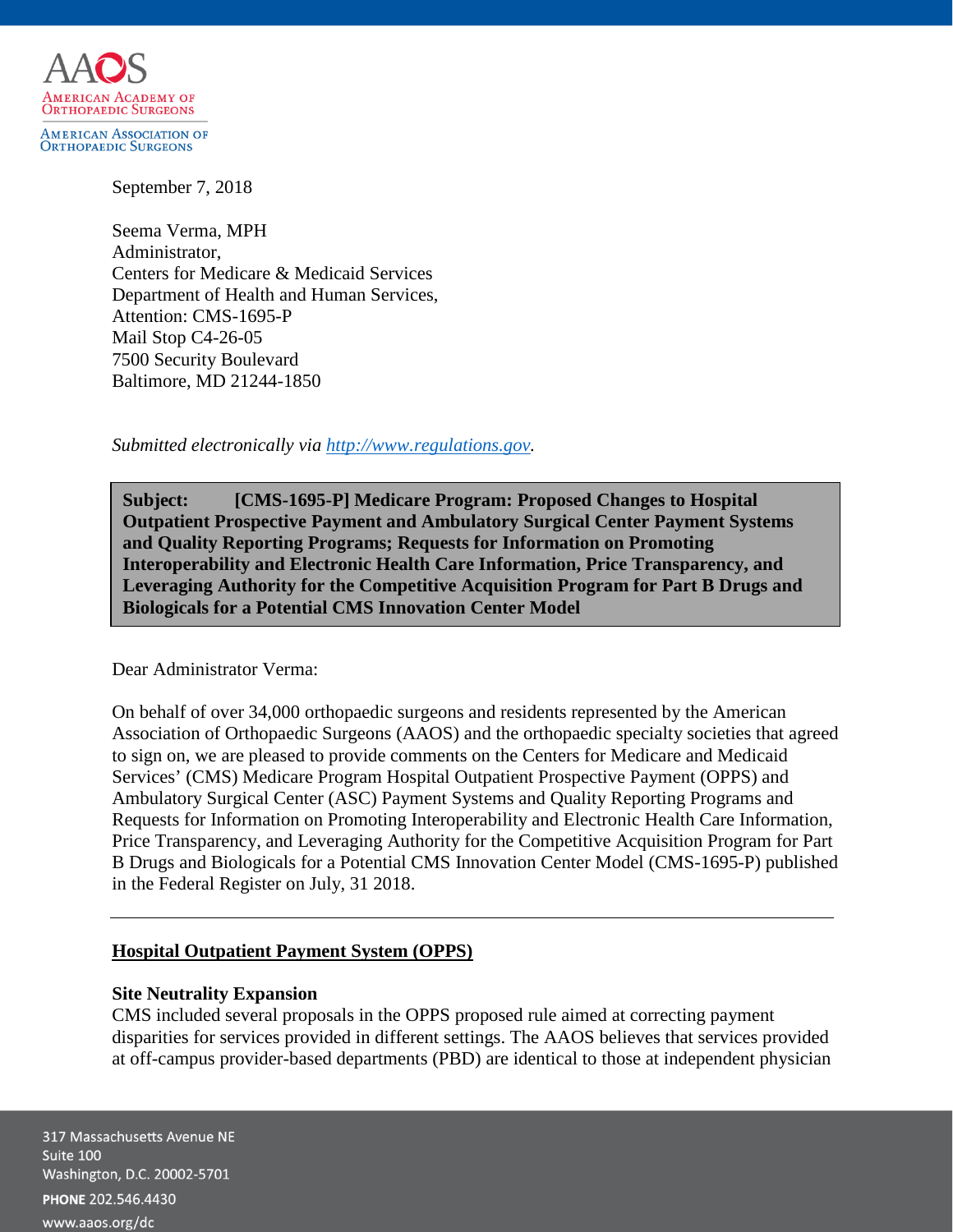AAOS
American Academy of Orthopaedic Surgeons
American Association of Orthopaedic Surgeons

September 7, 2018

Seema Verma, MPH
Administrator,
Centers for Medicare & Medicaid Services
Department of Health and Human Services,
Attention: CMS-1695-P
Mail Stop C4-26-05
7500 Security Boulevard
Baltimore, MD 21244-1850

*Submitted electronically via [http://www.regulations.gov](http://www.regulations.gov).*

**Subject: [CMS-1695-P] Medicare Program: Proposed Changes to Hospital Outpatient Prospective Payment and Ambulatory Surgical Center Payment Systems and Quality Reporting Programs; Requests for Information on Promoting Interoperability and Electronic Health Care Information, Price Transparency, and Leveraging Authority for the Competitive Acquisition Program for Part B Drugs and Biologicals for a Potential CMS Innovation Center Model**

Dear Administrator Verma:

On behalf of over 34,000 orthopaedic surgeons and residents represented by the American Association of Orthopaedic Surgeons (AAOS) and the orthopaedic specialty societies that agreed to sign on, we are pleased to provide comments on the Centers for Medicare and Medicaid Services' (CMS) Medicare Program Hospital Outpatient Prospective Payment (OPPS) and Ambulatory Surgical Center (ASC) Payment Systems and Quality Reporting Programs and Requests for Information on Promoting Interoperability and Electronic Health Care Information, Price Transparency, and Leveraging Authority for the Competitive Acquisition Program for Part B Drugs and Biologicals for a Potential CMS Innovation Center Model (CMS-1695-P) published in the Federal Register on July, 31 2018.

---

## Hospital Outpatient Payment System (OPPS)

### Site Neutrality Expansion

CMS included several proposals in the OPPS proposed rule aimed at correcting payment disparities for services provided in different settings. The AAOS believes that services provided at off-campus provider-based departments (PBD) are identical to those at independent physician

317 Massachusetts Avenue NE
Suite 100
Washington, D.C. 20002-5701
**PHONE** 202.546.4430
www.aaos.org/dc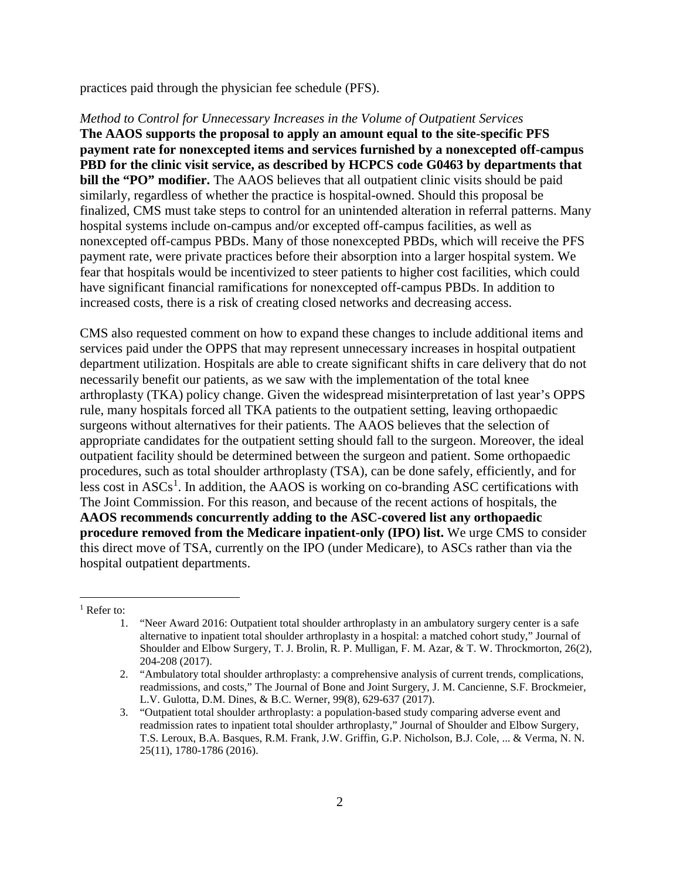practices paid through the physician fee schedule (PFS).

*Method to Control for Unnecessary Increases in the Volume of Outpatient Services*
**The AAOS supports the proposal to apply an amount equal to the site-specific PFS payment rate for nonexcepted items and services furnished by a nonexcepted off-campus PBD for the clinic visit service, as described by HCPCS code G0463 by departments that bill the "PO" modifier.** The AAOS believes that all outpatient clinic visits should be paid similarly, regardless of whether the practice is hospital-owned. Should this proposal be finalized, CMS must take steps to control for an unintended alteration in referral patterns. Many hospital systems include on-campus and/or excepted off-campus facilities, as well as nonexcepted off-campus PBDs. Many of those nonexcepted PBDs, which will receive the PFS payment rate, were private practices before their absorption into a larger hospital system. We fear that hospitals would be incentivized to steer patients to higher cost facilities, which could have significant financial ramifications for nonexcepted off-campus PBDs. In addition to increased costs, there is a risk of creating closed networks and decreasing access.

CMS also requested comment on how to expand these changes to include additional items and services paid under the OPPS that may represent unnecessary increases in hospital outpatient department utilization. Hospitals are able to create significant shifts in care delivery that do not necessarily benefit our patients, as we saw with the implementation of the total knee arthroplasty (TKA) policy change. Given the widespread misinterpretation of last year's OPPS rule, many hospitals forced all TKA patients to the outpatient setting, leaving orthopaedic surgeons without alternatives for their patients. The AAOS believes that the selection of appropriate candidates for the outpatient setting should fall to the surgeon. Moreover, the ideal outpatient facility should be determined between the surgeon and patient. Some orthopaedic procedures, such as total shoulder arthroplasty (TSA), can be done safely, efficiently, and for less cost in ASCs[1]. In addition, the AAOS is working on co-branding ASC certifications with The Joint Commission. For this reason, and because of the recent actions of hospitals, the **AAOS recommends concurrently adding to the ASC-covered list any orthopaedic procedure removed from the Medicare inpatient-only (IPO) list.** We urge CMS to consider this direct move of TSA, currently on the IPO (under Medicare), to ASCs rather than via the hospital outpatient departments.

---

[1] Refer to:

1. "Neer Award 2016: Outpatient total shoulder arthroplasty in an ambulatory surgery center is a safe alternative to inpatient total shoulder arthroplasty in a hospital: a matched cohort study," Journal of Shoulder and Elbow Surgery, T. J. Brolin, R. P. Mulligan, F. M. Azar, & T. W. Throckmorton, 26(2), 204-208 (2017).
2. "Ambulatory total shoulder arthroplasty: a comprehensive analysis of current trends, complications, readmissions, and costs," The Journal of Bone and Joint Surgery, J. M. Cancienne, S.F. Brockmeier, L.V. Gulotta, D.M. Dines, & B.C. Werner, 99(8), 629-637 (2017).
3. "Outpatient total shoulder arthroplasty: a population-based study comparing adverse event and readmission rates to inpatient total shoulder arthroplasty," Journal of Shoulder and Elbow Surgery, T.S. Leroux, B.A. Basques, R.M. Frank, J.W. Griffin, G.P. Nicholson, B.J. Cole, ... & Verma, N. N. 25(11), 1780-1786 (2016).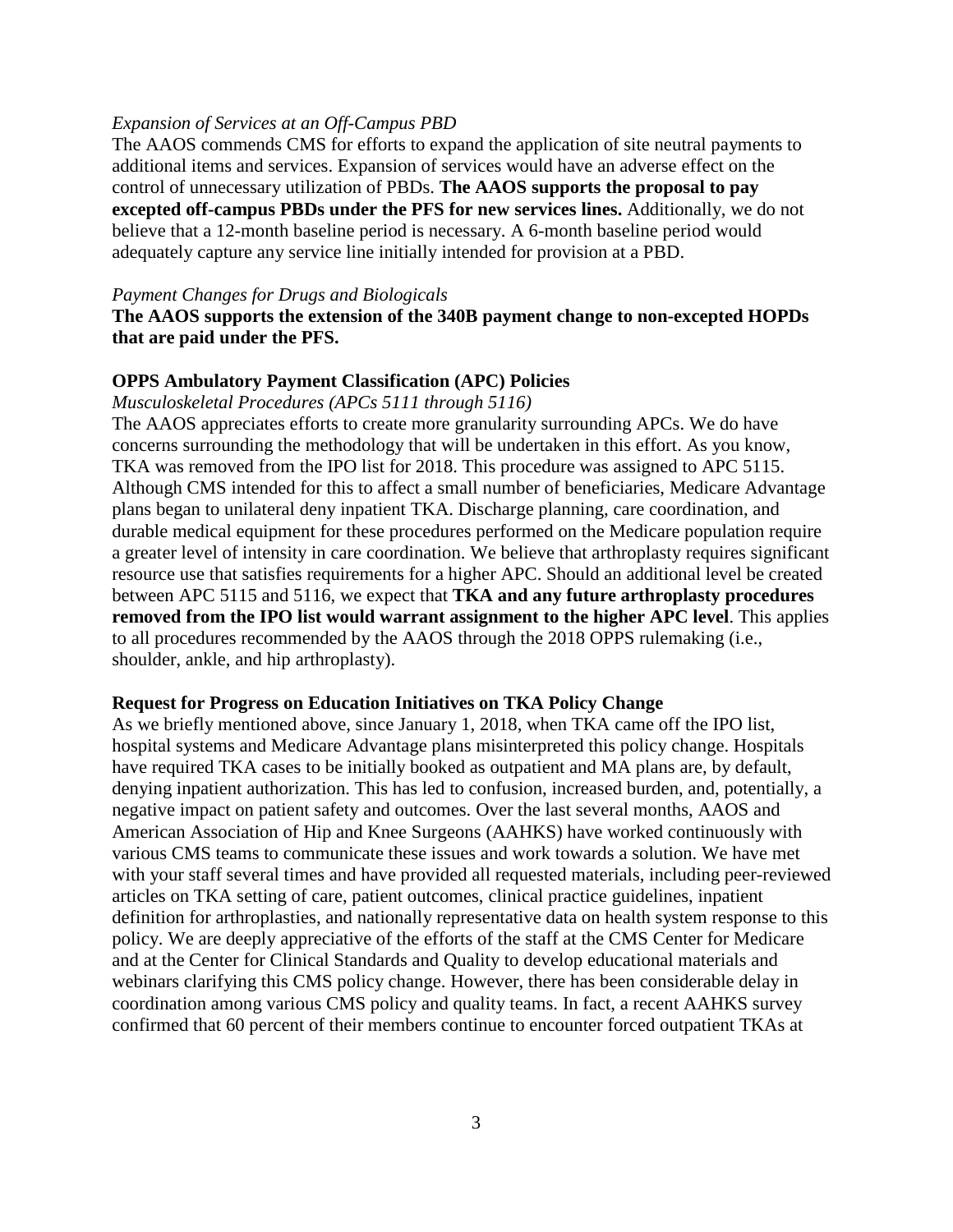*Expansion of Services at an Off-Campus PBD*

The AAOS commends CMS for efforts to expand the application of site neutral payments to additional items and services. Expansion of services would have an adverse effect on the control of unnecessary utilization of PBDs. **The AAOS supports the proposal to pay excepted off-campus PBDs under the PFS for new services lines.** Additionally, we do not believe that a 12-month baseline period is necessary. A 6-month baseline period would adequately capture any service line initially intended for provision at a PBD.

*Payment Changes for Drugs and Biologicals*

**The AAOS supports the extension of the 340B payment change to non-excepted HOPDs that are paid under the PFS.**

**OPPS Ambulatory Payment Classification (APC) Policies**

*Musculoskeletal Procedures (APCs 5111 through 5116)*

The AAOS appreciates efforts to create more granularity surrounding APCs. We do have concerns surrounding the methodology that will be undertaken in this effort. As you know, TKA was removed from the IPO list for 2018. This procedure was assigned to APC 5115. Although CMS intended for this to affect a small number of beneficiaries, Medicare Advantage plans began to unilateral deny inpatient TKA. Discharge planning, care coordination, and durable medical equipment for these procedures performed on the Medicare population require a greater level of intensity in care coordination. We believe that arthroplasty requires significant resource use that satisfies requirements for a higher APC. Should an additional level be created between APC 5115 and 5116, we expect that **TKA and any future arthroplasty procedures removed from the IPO list would warrant assignment to the higher APC level**. This applies to all procedures recommended by the AAOS through the 2018 OPPS rulemaking (i.e., shoulder, ankle, and hip arthroplasty).

**Request for Progress on Education Initiatives on TKA Policy Change**

As we briefly mentioned above, since January 1, 2018, when TKA came off the IPO list, hospital systems and Medicare Advantage plans misinterpreted this policy change. Hospitals have required TKA cases to be initially booked as outpatient and MA plans are, by default, denying inpatient authorization. This has led to confusion, increased burden, and, potentially, a negative impact on patient safety and outcomes. Over the last several months, AAOS and American Association of Hip and Knee Surgeons (AAHKS) have worked continuously with various CMS teams to communicate these issues and work towards a solution. We have met with your staff several times and have provided all requested materials, including peer-reviewed articles on TKA setting of care, patient outcomes, clinical practice guidelines, inpatient definition for arthroplasties, and nationally representative data on health system response to this policy. We are deeply appreciative of the efforts of the staff at the CMS Center for Medicare and at the Center for Clinical Standards and Quality to develop educational materials and webinars clarifying this CMS policy change. However, there has been considerable delay in coordination among various CMS policy and quality teams. In fact, a recent AAHKS survey confirmed that 60 percent of their members continue to encounter forced outpatient TKAs at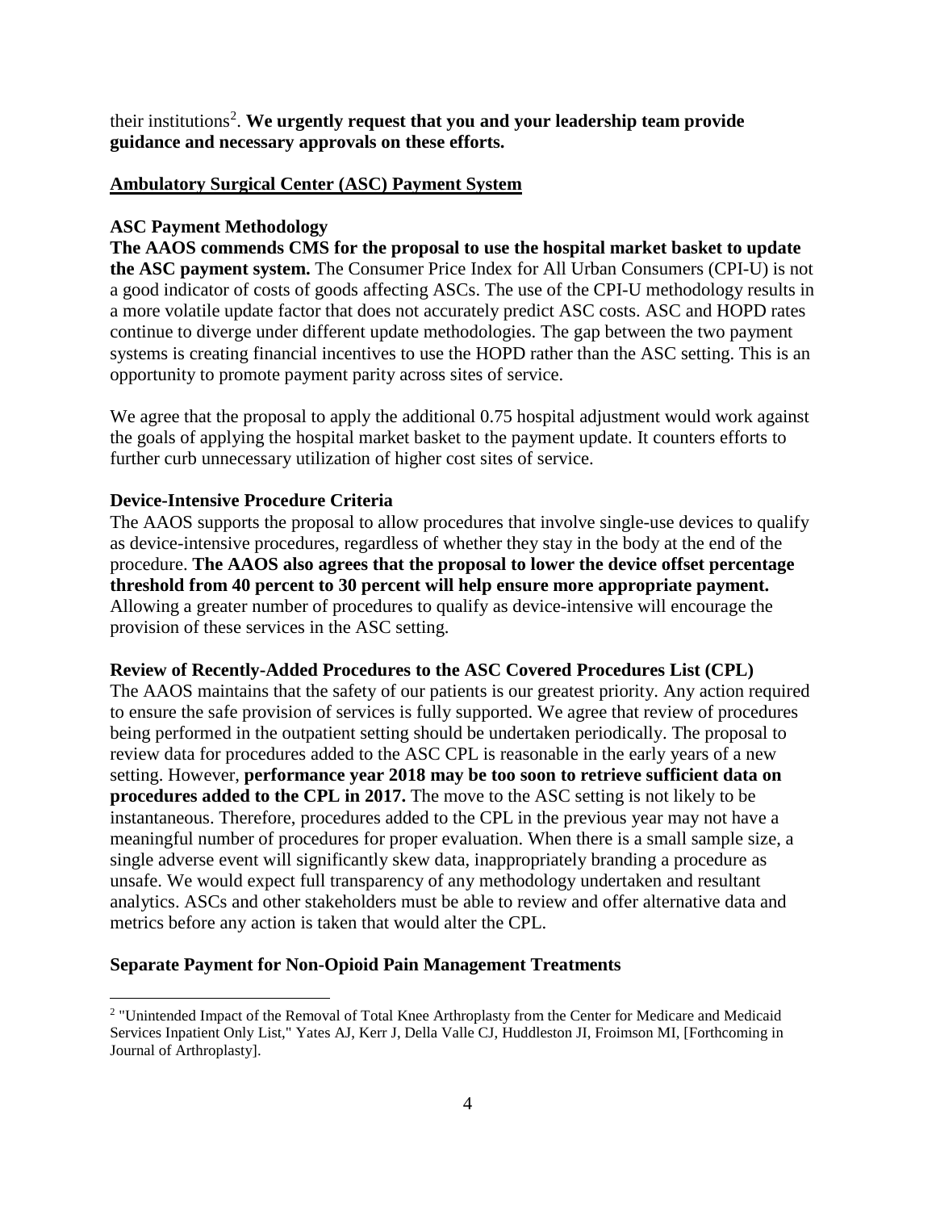their institutions[2]. **We urgently request that you and your leadership team provide guidance and necessary approvals on these efforts.**

## Ambulatory Surgical Center (ASC) Payment System

### ASC Payment Methodology

**The AAOS commends CMS for the proposal to use the hospital market basket to update the ASC payment system.** The Consumer Price Index for All Urban Consumers (CPI-U) is not a good indicator of costs of goods affecting ASCs. The use of the CPI-U methodology results in a more volatile update factor that does not accurately predict ASC costs. ASC and HOPD rates continue to diverge under different update methodologies. The gap between the two payment systems is creating financial incentives to use the HOPD rather than the ASC setting. This is an opportunity to promote payment parity across sites of service.

We agree that the proposal to apply the additional 0.75 hospital adjustment would work against the goals of applying the hospital market basket to the payment update. It counters efforts to further curb unnecessary utilization of higher cost sites of service.

### Device-Intensive Procedure Criteria

The AAOS supports the proposal to allow procedures that involve single-use devices to qualify as device-intensive procedures, regardless of whether they stay in the body at the end of the procedure. **The AAOS also agrees that the proposal to lower the device offset percentage threshold from 40 percent to 30 percent will help ensure more appropriate payment.** Allowing a greater number of procedures to qualify as device-intensive will encourage the provision of these services in the ASC setting.

### Review of Recently-Added Procedures to the ASC Covered Procedures List (CPL)

The AAOS maintains that the safety of our patients is our greatest priority. Any action required to ensure the safe provision of services is fully supported. We agree that review of procedures being performed in the outpatient setting should be undertaken periodically. The proposal to review data for procedures added to the ASC CPL is reasonable in the early years of a new setting. However, **performance year 2018 may be too soon to retrieve sufficient data on procedures added to the CPL in 2017.** The move to the ASC setting is not likely to be instantaneous. Therefore, procedures added to the CPL in the previous year may not have a meaningful number of procedures for proper evaluation. When there is a small sample size, a single adverse event will significantly skew data, inappropriately branding a procedure as unsafe. We would expect full transparency of any methodology undertaken and resultant analytics. ASCs and other stakeholders must be able to review and offer alternative data and metrics before any action is taken that would alter the CPL.

### Separate Payment for Non-Opioid Pain Management Treatments

---

[2] "Unintended Impact of the Removal of Total Knee Arthroplasty from the Center for Medicare and Medicaid Services Inpatient Only List," Yates AJ, Kerr J, Della Valle CJ, Huddleston JI, Froimson MI, [Forthcoming in Journal of Arthroplasty].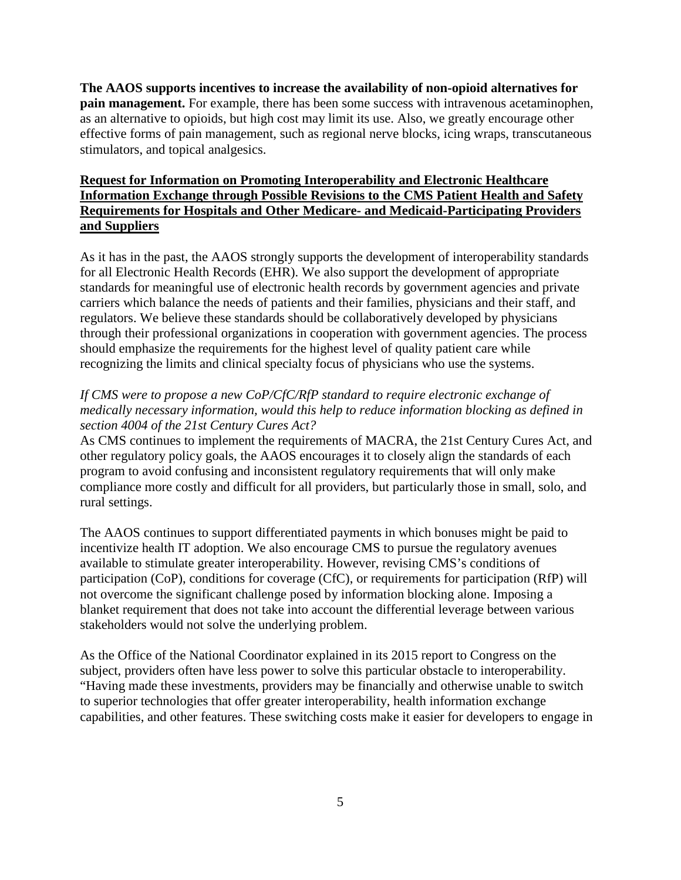**The AAOS supports incentives to increase the availability of non-opioid alternatives for pain management.** For example, there has been some success with intravenous acetaminophen, as an alternative to opioids, but high cost may limit its use. Also, we greatly encourage other effective forms of pain management, such as regional nerve blocks, icing wraps, transcutaneous stimulators, and topical analgesics.

**Request for Information on Promoting Interoperability and Electronic Healthcare Information Exchange through Possible Revisions to the CMS Patient Health and Safety Requirements for Hospitals and Other Medicare- and Medicaid-Participating Providers and Suppliers**

As it has in the past, the AAOS strongly supports the development of interoperability standards for all Electronic Health Records (EHR). We also support the development of appropriate standards for meaningful use of electronic health records by government agencies and private carriers which balance the needs of patients and their families, physicians and their staff, and regulators. We believe these standards should be collaboratively developed by physicians through their professional organizations in cooperation with government agencies. The process should emphasize the requirements for the highest level of quality patient care while recognizing the limits and clinical specialty focus of physicians who use the systems.

*If CMS were to propose a new CoP/CfC/RfP standard to require electronic exchange of medically necessary information, would this help to reduce information blocking as defined in section 4004 of the 21st Century Cures Act?*

As CMS continues to implement the requirements of MACRA, the 21st Century Cures Act, and other regulatory policy goals, the AAOS encourages it to closely align the standards of each program to avoid confusing and inconsistent regulatory requirements that will only make compliance more costly and difficult for all providers, but particularly those in small, solo, and rural settings.

The AAOS continues to support differentiated payments in which bonuses might be paid to incentivize health IT adoption. We also encourage CMS to pursue the regulatory avenues available to stimulate greater interoperability. However, revising CMS's conditions of participation (CoP), conditions for coverage (CfC), or requirements for participation (RfP) will not overcome the significant challenge posed by information blocking alone. Imposing a blanket requirement that does not take into account the differential leverage between various stakeholders would not solve the underlying problem.

As the Office of the National Coordinator explained in its 2015 report to Congress on the subject, providers often have less power to solve this particular obstacle to interoperability. "Having made these investments, providers may be financially and otherwise unable to switch to superior technologies that offer greater interoperability, health information exchange capabilities, and other features. These switching costs make it easier for developers to engage in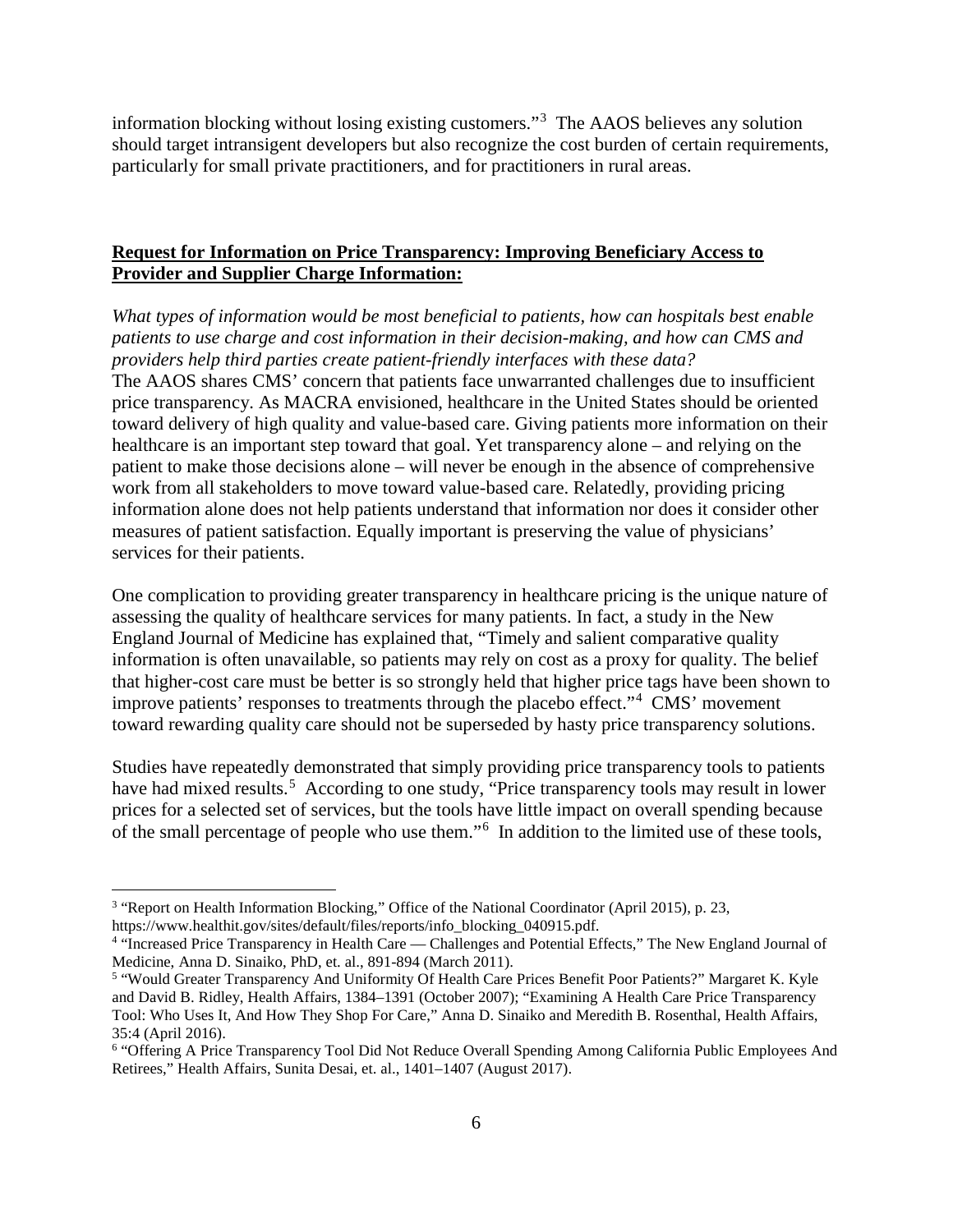information blocking without losing existing customers."[3] The AAOS believes any solution should target intransigent developers but also recognize the cost burden of certain requirements, particularly for small private practitioners, and for practitioners in rural areas.

**<u>Request for Information on Price Transparency: Improving Beneficiary Access to Provider and Supplier Charge Information:</u>**

*What types of information would be most beneficial to patients, how can hospitals best enable patients to use charge and cost information in their decision-making, and how can CMS and providers help third parties create patient-friendly interfaces with these data?*

The AAOS shares CMS' concern that patients face unwarranted challenges due to insufficient price transparency. As MACRA envisioned, healthcare in the United States should be oriented toward delivery of high quality and value-based care. Giving patients more information on their healthcare is an important step toward that goal. Yet transparency alone – and relying on the patient to make those decisions alone – will never be enough in the absence of comprehensive work from all stakeholders to move toward value-based care. Relatedly, providing pricing information alone does not help patients understand that information nor does it consider other measures of patient satisfaction. Equally important is preserving the value of physicians' services for their patients.

One complication to providing greater transparency in healthcare pricing is the unique nature of assessing the quality of healthcare services for many patients. In fact, a study in the New England Journal of Medicine has explained that, "Timely and salient comparative quality information is often unavailable, so patients may rely on cost as a proxy for quality. The belief that higher-cost care must be better is so strongly held that higher price tags have been shown to improve patients' responses to treatments through the placebo effect."[4] CMS' movement toward rewarding quality care should not be superseded by hasty price transparency solutions.

Studies have repeatedly demonstrated that simply providing price transparency tools to patients have had mixed results.[5] According to one study, "Price transparency tools may result in lower prices for a selected set of services, but the tools have little impact on overall spending because of the small percentage of people who use them."[6] In addition to the limited use of these tools,

---

[3] "Report on Health Information Blocking," Office of the National Coordinator (April 2015), p. 23, https://www.healthit.gov/sites/default/files/reports/info_blocking_040915.pdf.

[4] "Increased Price Transparency in Health Care — Challenges and Potential Effects," The New England Journal of Medicine, Anna D. Sinaiko, PhD, et. al., 891-894 (March 2011).

[5] "Would Greater Transparency And Uniformity Of Health Care Prices Benefit Poor Patients?" Margaret K. Kyle and David B. Ridley, Health Affairs, 1384–1391 (October 2007); "Examining A Health Care Price Transparency Tool: Who Uses It, And How They Shop For Care," Anna D. Sinaiko and Meredith B. Rosenthal, Health Affairs, 35:4 (April 2016).

[6] "Offering A Price Transparency Tool Did Not Reduce Overall Spending Among California Public Employees And Retirees," Health Affairs, Sunita Desai, et. al., 1401–1407 (August 2017).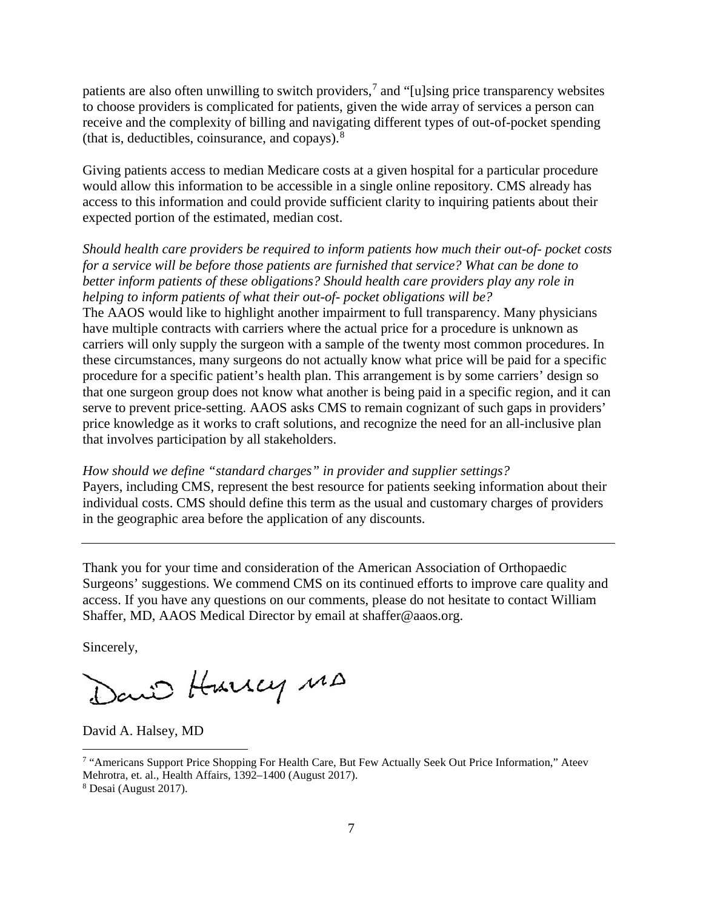patients are also often unwilling to switch providers,[7] and "[u]sing price transparency websites to choose providers is complicated for patients, given the wide array of services a person can receive and the complexity of billing and navigating different types of out-of-pocket spending (that is, deductibles, coinsurance, and copays).[8]

Giving patients access to median Medicare costs at a given hospital for a particular procedure would allow this information to be accessible in a single online repository. CMS already has access to this information and could provide sufficient clarity to inquiring patients about their expected portion of the estimated, median cost.

*Should health care providers be required to inform patients how much their out-of- pocket costs for a service will be before those patients are furnished that service? What can be done to better inform patients of these obligations? Should health care providers play any role in helping to inform patients of what their out-of- pocket obligations will be?*

The AAOS would like to highlight another impairment to full transparency. Many physicians have multiple contracts with carriers where the actual price for a procedure is unknown as carriers will only supply the surgeon with a sample of the twenty most common procedures. In these circumstances, many surgeons do not actually know what price will be paid for a specific procedure for a specific patient's health plan. This arrangement is by some carriers' design so that one surgeon group does not know what another is being paid in a specific region, and it can serve to prevent price-setting. AAOS asks CMS to remain cognizant of such gaps in providers' price knowledge as it works to craft solutions, and recognize the need for an all-inclusive plan that involves participation by all stakeholders.

*How should we define "standard charges" in provider and supplier settings?*

Payers, including CMS, represent the best resource for patients seeking information about their individual costs. CMS should define this term as the usual and customary charges of providers in the geographic area before the application of any discounts.

---

Thank you for your time and consideration of the American Association of Orthopaedic Surgeons' suggestions. We commend CMS on its continued efforts to improve care quality and access. If you have any questions on our comments, please do not hesitate to contact William Shaffer, MD, AAOS Medical Director by email at shaffer@aaos.org.

Sincerely,

David Halsey MD

David A. Halsey, MD

---

[7] "Americans Support Price Shopping For Health Care, But Few Actually Seek Out Price Information," Ateev Mehrotra, et. al., Health Affairs, 1392–1400 (August 2017).

[8] Desai (August 2017).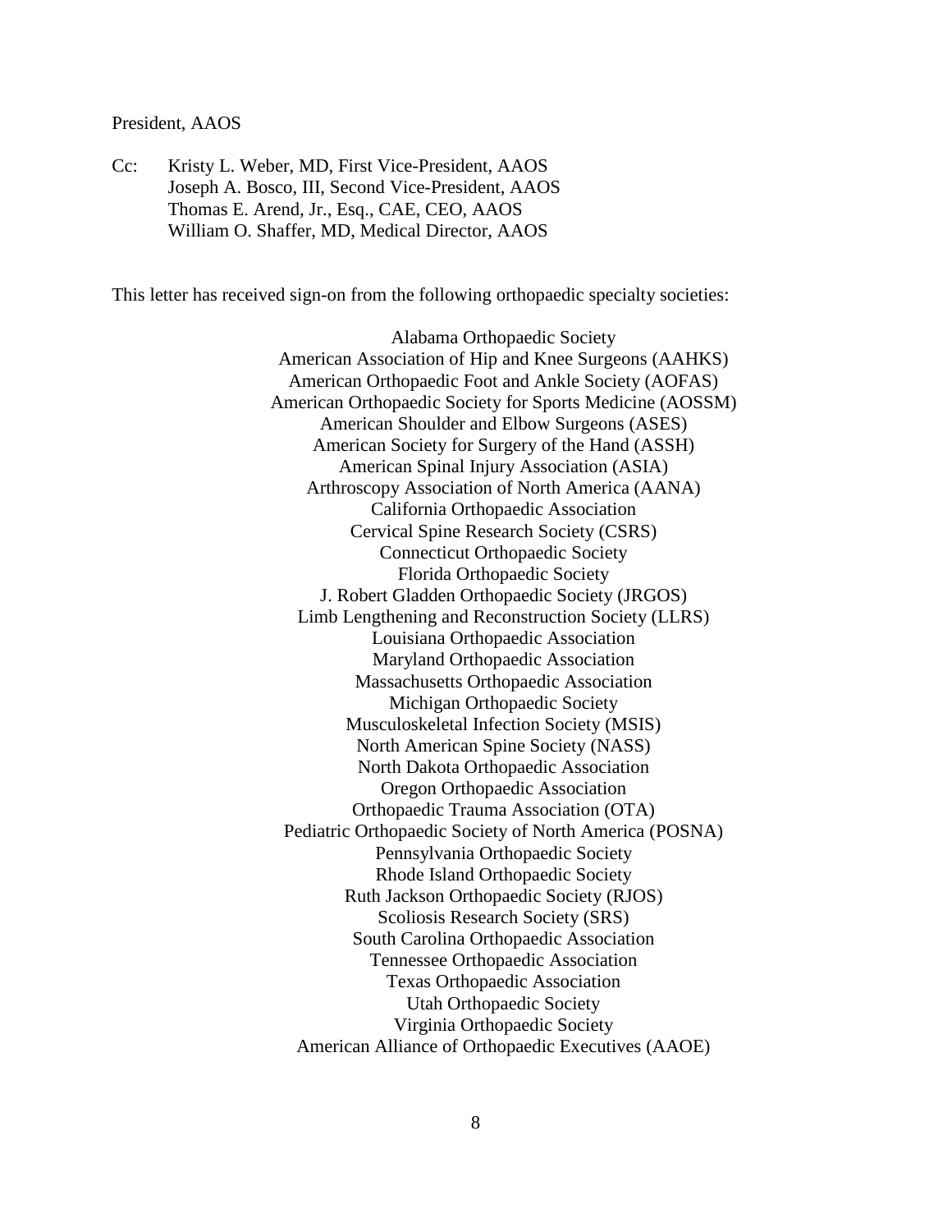President, AAOS

Cc: Kristy L. Weber, MD, First Vice-President, AAOS
Joseph A. Bosco, III, Second Vice-President, AAOS
Thomas E. Arend, Jr., Esq., CAE, CEO, AAOS
William O. Shaffer, MD, Medical Director, AAOS

This letter has received sign-on from the following orthopaedic specialty societies:

Alabama Orthopaedic Society
American Association of Hip and Knee Surgeons (AAHKS)
American Orthopaedic Foot and Ankle Society (AOFAS)
American Orthopaedic Society for Sports Medicine (AOSSM)
American Shoulder and Elbow Surgeons (ASES)
American Society for Surgery of the Hand (ASSH)
American Spinal Injury Association (ASIA)
Arthroscopy Association of North America (AANA)
California Orthopaedic Association
Cervical Spine Research Society (CSRS)
Connecticut Orthopaedic Society
Florida Orthopaedic Society
J. Robert Gladden Orthopaedic Society (JRGOS)
Limb Lengthening and Reconstruction Society (LLRS)
Louisiana Orthopaedic Association
Maryland Orthopaedic Association
Massachusetts Orthopaedic Association
Michigan Orthopaedic Society
Musculoskeletal Infection Society (MSIS)
North American Spine Society (NASS)
North Dakota Orthopaedic Association
Oregon Orthopaedic Association
Orthopaedic Trauma Association (OTA)
Pediatric Orthopaedic Society of North America (POSNA)
Pennsylvania Orthopaedic Society
Rhode Island Orthopaedic Society
Ruth Jackson Orthopaedic Society (RJOS)
Scoliosis Research Society (SRS)
South Carolina Orthopaedic Association
Tennessee Orthopaedic Association
Texas Orthopaedic Association
Utah Orthopaedic Society
Virginia Orthopaedic Society
American Alliance of Orthopaedic Executives (AAOE)